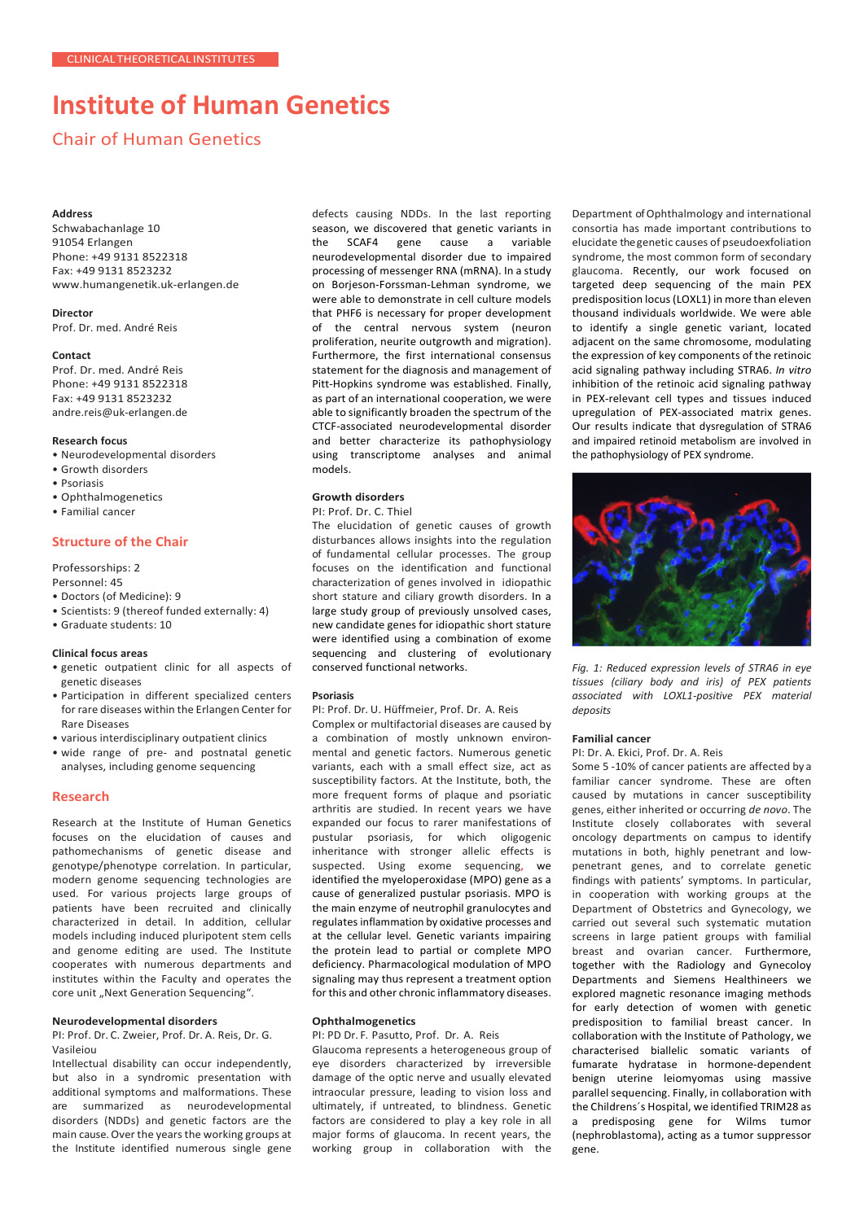CLINICAL THEORETICAL INSTITUTES

# Institute of Human Genetics

## Chair of Human Genetics

**Address**
Schwabachanlage 10
91054 Erlangen
Phone: +49 9131 8522318
Fax: +49 9131 8523232
www.humangenetik.uk-erlangen.de

**Director**
Prof. Dr. med. André Reis

**Contact**
Prof. Dr. med. André Reis
Phone: +49 9131 8522318
Fax: +49 9131 8523232
andre.reis@uk-erlangen.de

**Research focus**
- Neurodevelopmental disorders
- Growth disorders
- Psoriasis
- Ophthalmogenetics
- Familial cancer

### Structure of the Chair

Professorships: 2
Personnel: 45
- Doctors (of Medicine): 9
- Scientists: 9 (thereof funded externally: 4)
- Graduate students: 10

**Clinical focus areas**
- genetic outpatient clinic for all aspects of genetic diseases
- Participation in different specialized centers for rare diseases within the Erlangen Center for Rare Diseases
- various interdisciplinary outpatient clinics
- wide range of pre- and postnatal genetic analyses, including genome sequencing

### Research

Research at the Institute of Human Genetics focuses on the elucidation of causes and pathomechanisms of genetic disease and genotype/phenotype correlation. In particular, modern genome sequencing technologies are used. For various projects large groups of patients have been recruited and clinically characterized in detail. In addition, cellular models including induced pluripotent stem cells and genome editing are used. The Institute cooperates with numerous departments and institutes within the Faculty and operates the core unit „Next Generation Sequencing".

#### Neurodevelopmental disorders

PI: Prof. Dr. C. Zweier, Prof. Dr. A. Reis, Dr. G. Vasileiou

Intellectual disability can occur independently, but also in a syndromic presentation with additional symptoms and malformations. These are summarized as neurodevelopmental disorders (NDDs) and genetic factors are the main cause. Over the years the working groups at the Institute identified numerous single gene defects causing NDDs. In the last reporting season, we discovered that genetic variants in the SCAF4 gene cause a variable neurodevelopmental disorder due to impaired processing of messenger RNA (mRNA). In a study on Borjeson-Forssman-Lehman syndrome, we were able to demonstrate in cell culture models that PHF6 is necessary for proper development of the central nervous system (neuron proliferation, neurite outgrowth and migration). Furthermore, the first international consensus statement for the diagnosis and management of Pitt-Hopkins syndrome was established. Finally, as part of an international cooperation, we were able to significantly broaden the spectrum of the CTCF-associated neurodevelopmental disorder and better characterize its pathophysiology using transcriptome analyses and animal models.

#### Growth disorders

PI: Prof. Dr. C. Thiel

The elucidation of genetic causes of growth disturbances allows insights into the regulation of fundamental cellular processes. The group focuses on the identification and functional characterization of genes involved in idiopathic short stature and ciliary growth disorders. In a large study group of previously unsolved cases, new candidate genes for idiopathic short stature were identified using a combination of exome sequencing and clustering of evolutionary conserved functional networks.

#### Psoriasis

PI: Prof. Dr. U. Hüffmeier, Prof. Dr. A. Reis

Complex or multifactorial diseases are caused by a combination of mostly unknown environmental and genetic factors. Numerous genetic variants, each with a small effect size, act as susceptibility factors. At the Institute, both, the more frequent forms of plaque and psoriatic arthritis are studied. In recent years we have expanded our focus to rarer manifestations of pustular psoriasis, for which oligogenic inheritance with stronger allelic effects is suspected. Using exome sequencing, we identified the myeloperoxidase (MPO) gene as a cause of generalized pustular psoriasis. MPO is the main enzyme of neutrophil granulocytes and regulates inflammation by oxidative processes and at the cellular level. Genetic variants impairing the protein lead to partial or complete MPO deficiency. Pharmacological modulation of MPO signaling may thus represent a treatment option for this and other chronic inflammatory diseases.

#### Ophthalmogenetics

PI: PD Dr. F. Pasutto, Prof. Dr. A. Reis

Glaucoma represents a heterogeneous group of eye disorders characterized by irreversible damage of the optic nerve and usually elevated intraocular pressure, leading to vision loss and ultimately, if untreated, to blindness. Genetic factors are considered to play a key role in all major forms of glaucoma. In recent years, the working group in collaboration with the Department of Ophthalmology and international consortia has made important contributions to elucidate the genetic causes of pseudoexfoliation syndrome, the most common form of secondary glaucoma. Recently, our work focused on targeted deep sequencing of the main PEX predisposition locus (LOXL1) in more than eleven thousand individuals worldwide. We were able to identify a single genetic variant, located adjacent on the same chromosome, modulating the expression of key components of the retinoic acid signaling pathway including STRA6. *In vitro* inhibition of the retinoic acid signaling pathway in PEX-relevant cell types and tissues induced upregulation of PEX-associated matrix genes. Our results indicate that dysregulation of STRA6 and impaired retinoid metabolism are involved in the pathophysiology of PEX syndrome.

*Fig. 1: Reduced expression levels of STRA6 in eye tissues (ciliary body and iris) of PEX patients associated with LOXL1-positive PEX material deposits*

#### Familial cancer

PI: Dr. A. Ekici, Prof. Dr. A. Reis

Some 5 -10% of cancer patients are affected by a familiar cancer syndrome. These are often caused by mutations in cancer susceptibility genes, either inherited or occurring *de novo*. The Institute closely collaborates with several oncology departments on campus to identify mutations in both, highly penetrant and low-penetrant genes, and to correlate genetic findings with patients' symptoms. In particular, in cooperation with working groups at the Department of Obstetrics and Gynecology, we carried out several such systematic mutation screens in large patient groups with familial breast and ovarian cancer. Furthermore, together with the Radiology and Gynecology Departments and Siemens Healthineers we explored magnetic resonance imaging methods for early detection of women with genetic predisposition to familial breast cancer. In collaboration with the Institute of Pathology, we characterised biallelic somatic variants of fumarate hydratase in hormone-dependent benign uterine leiomyomas using massive parallel sequencing. Finally, in collaboration with the Childrens´s Hospital, we identified TRIM28 as a predisposing gene for Wilms tumor (nephroblastoma), acting as a tumor suppressor gene.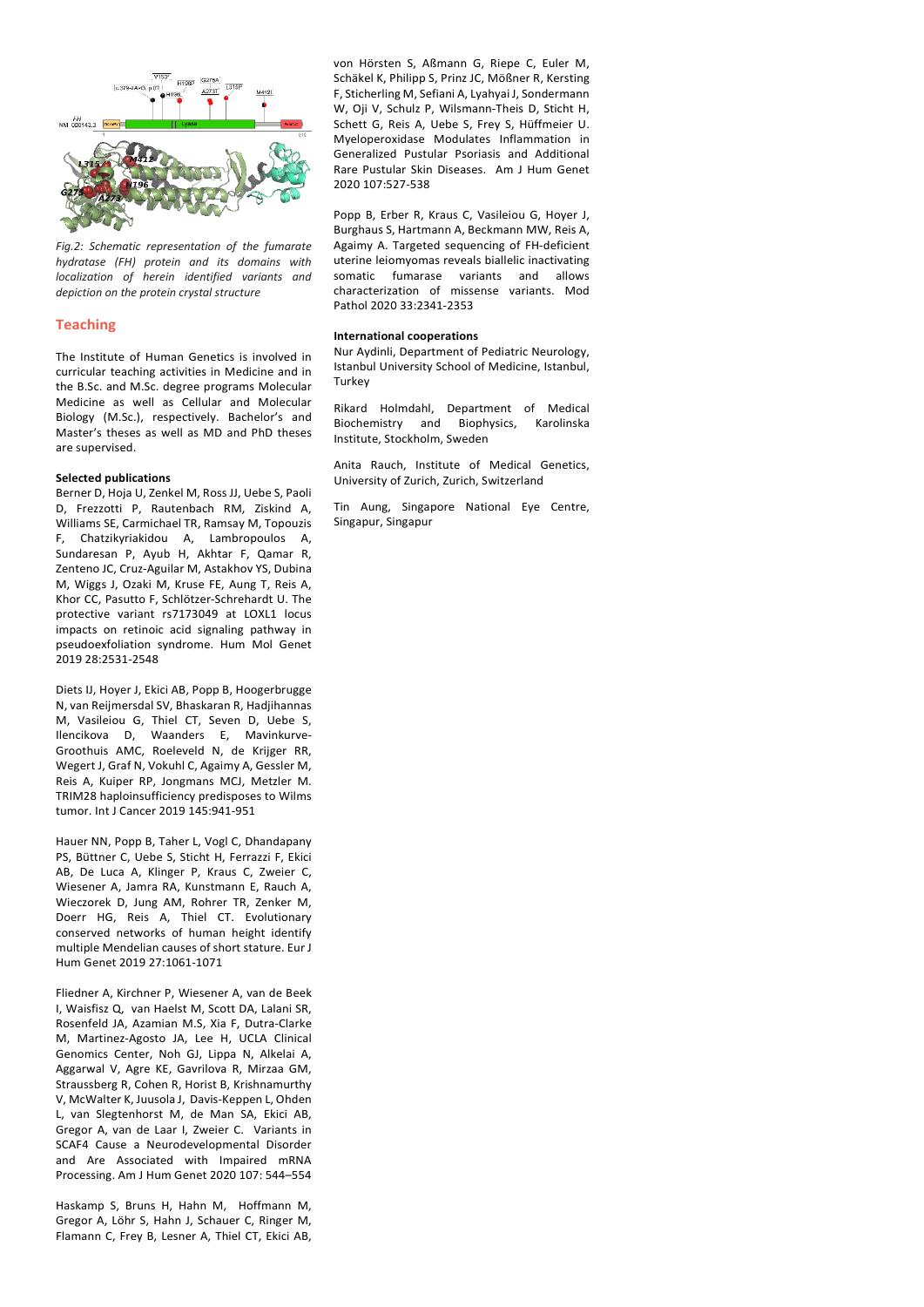V153I
c.379-2A>G, p.(?)
H108P
H196
G275A
A273T
L315P
M412I
FH
NM_000143.3
Lyase
L315
M412
G275
A273
H196

*Fig.2: Schematic representation of the fumarate hydratase (FH) protein and its domains with localization of herein identified variants and depiction on the protein crystal structure*

## Teaching

The Institute of Human Genetics is involved in curricular teaching activities in Medicine and in the B.Sc. and M.Sc. degree programs Molecular Medicine as well as Cellular and Molecular Biology (M.Sc.), respectively. Bachelor's and Master's theses as well as MD and PhD theses are supervised.

### Selected publications

Berner D, Hoja U, Zenkel M, Ross JJ, Uebe S, Paoli D, Frezzotti P, Rautenbach RM, Ziskind A, Williams SE, Carmichael TR, Ramsay M, Topouzis F, Chatzikyriakidou A, Lambropoulos A, Sundaresan P, Ayub H, Akhtar F, Qamar R, Zenteno JC, Cruz-Aguilar M, Astakhov YS, Dubina M, Wiggs J, Ozaki M, Kruse FE, Aung T, Reis A, Khor CC, Pasutto F, Schlötzer-Schrehardt U. The protective variant rs7173049 at LOXL1 locus impacts on retinoic acid signaling pathway in pseudoexfoliation syndrome. Hum Mol Genet 2019 28:2531-2548

Diets IJ, Hoyer J, Ekici AB, Popp B, Hoogerbrugge N, van Reijmersdal SV, Bhaskaran R, Hadjihannas M, Vasileiou G, Thiel CT, Seven D, Uebe S, Ilencikova D, Waanders E, Mavinkurve-Groothuis AMC, Roeleveld N, de Krijger RR, Wegert J, Graf N, Vokuhl C, Agaimy A, Gessler M, Reis A, Kuiper RP, Jongmans MCJ, Metzler M. TRIM28 haploinsufficiency predisposes to Wilms tumor. Int J Cancer 2019 145:941-951

Hauer NN, Popp B, Taher L, Vogl C, Dhandapany PS, Büttner C, Uebe S, Sticht H, Ferrazzi F, Ekici AB, De Luca A, Klinger P, Kraus C, Zweier C, Wiesener A, Jamra RA, Kunstmann E, Rauch A, Wieczorek D, Jung AM, Rohrer TR, Zenker M, Doerr HG, Reis A, Thiel CT. Evolutionary conserved networks of human height identify multiple Mendelian causes of short stature. Eur J Hum Genet 2019 27:1061-1071

Fliedner A, Kirchner P, Wiesener A, van de Beek I, Waisfisz Q, van Haelst M, Scott DA, Lalani SR, Rosenfeld JA, Azamian M.S, Xia F, Dutra-Clarke M, Martinez-Agosto JA, Lee H, UCLA Clinical Genomics Center, Noh GJ, Lippa N, Alkelai A, Aggarwal V, Agre KE, Gavrilova R, Mirzaa GM, Straussberg R, Cohen R, Horist B, Krishnamurthy V, McWalter K, Juusola J, Davis-Keppen L, Ohden L, van Slegtenhorst M, de Man SA, Ekici AB, Gregor A, van de Laar I, Zweier C. Variants in SCAF4 Cause a Neurodevelopmental Disorder and Are Associated with Impaired mRNA Processing. Am J Hum Genet 2020 107: 544–554

Haskamp S, Bruns H, Hahn M, Hoffmann M, Gregor A, Löhr S, Hahn J, Schauer C, Ringer M, Flamann C, Frey B, Lesner A, Thiel CT, Ekici AB, von Hörsten S, Aßmann G, Riepe C, Euler M, Schäkel K, Philipp S, Prinz JC, Mößner R, Kersting F, Sticherling M, Sefiani A, Lyahyai J, Sondermann W, Oji V, Schulz P, Wilsmann-Theis D, Sticht H, Schett G, Reis A, Uebe S, Frey S, Hüffmeier U. Myeloperoxidase Modulates Inflammation in Generalized Pustular Psoriasis and Additional Rare Pustular Skin Diseases. Am J Hum Genet 2020 107:527-538

Popp B, Erber R, Kraus C, Vasileiou G, Hoyer J, Burghaus S, Hartmann A, Beckmann MW, Reis A, Agaimy A. Targeted sequencing of FH-deficient uterine leiomyomas reveals biallelic inactivating somatic fumarase variants and allows characterization of missense variants. Mod Pathol 2020 33:2341-2353

### International cooperations

Nur Aydinli, Department of Pediatric Neurology, Istanbul University School of Medicine, Istanbul, Turkey

Rikard Holmdahl, Department of Medical Biochemistry and Biophysics, Karolinska Institute, Stockholm, Sweden

Anita Rauch, Institute of Medical Genetics, University of Zurich, Zurich, Switzerland

Tin Aung, Singapore National Eye Centre, Singapore, Singapur